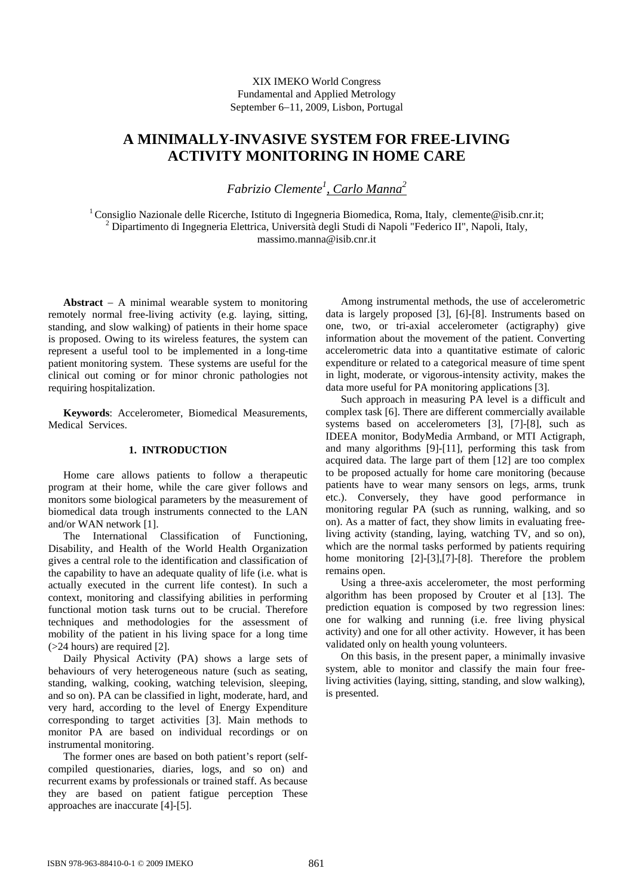XIX IMEKO World Congress
Fundamental and Applied Metrology
September 6−11, 2009, Lisbon, Portugal

# A MINIMALLY-INVASIVE SYSTEM FOR FREE-LIVING ACTIVITY MONITORING IN HOME CARE

*Fabrizio Clemente[1], Carlo Manna[2]*

[1] Consiglio Nazionale delle Ricerche, Istituto di Ingegneria Biomedica, Roma, Italy, clemente@isib.cnr.it;
[2] Dipartimento di Ingegneria Elettrica, Università degli Studi di Napoli "Federico II", Napoli, Italy, massimo.manna@isib.cnr.it

**Abstract** – A minimal wearable system to monitoring remotely normal free-living activity (e.g. laying, sitting, standing, and slow walking) of patients in their home space is proposed. Owing to its wireless features, the system can represent a useful tool to be implemented in a long-time patient monitoring system. These systems are useful for the clinical out coming or for minor chronic pathologies not requiring hospitalization.

**Keywords**: Accelerometer, Biomedical Measurements, Medical Services.

## 1. INTRODUCTION

Home care allows patients to follow a therapeutic program at their home, while the care giver follows and monitors some biological parameters by the measurement of biomedical data trough instruments connected to the LAN and/or WAN network [1].

The International Classification of Functioning, Disability, and Health of the World Health Organization gives a central role to the identification and classification of the capability to have an adequate quality of life (i.e. what is actually executed in the current life contest). In such a context, monitoring and classifying abilities in performing functional motion task turns out to be crucial. Therefore techniques and methodologies for the assessment of mobility of the patient in his living space for a long time (>24 hours) are required [2].

Daily Physical Activity (PA) shows a large sets of behaviours of very heterogeneous nature (such as seating, standing, walking, cooking, watching television, sleeping, and so on). PA can be classified in light, moderate, hard, and very hard, according to the level of Energy Expenditure corresponding to target activities [3]. Main methods to monitor PA are based on individual recordings or on instrumental monitoring.

The former ones are based on both patient's report (self-compiled questionaries, diaries, logs, and so on) and recurrent exams by professionals or trained staff. As because they are based on patient fatigue perception These approaches are inaccurate [4]-[5].

Among instrumental methods, the use of accelerometric data is largely proposed [3], [6]-[8]. Instruments based on one, two, or tri-axial accelerometer (actigraphy) give information about the movement of the patient. Converting accelerometric data into a quantitative estimate of caloric expenditure or related to a categorical measure of time spent in light, moderate, or vigorous-intensity activity, makes the data more useful for PA monitoring applications [3].

Such approach in measuring PA level is a difficult and complex task [6]. There are different commercially available systems based on accelerometers [3], [7]-[8], such as IDEEA monitor, BodyMedia Armband, or MTI Actigraph, and many algorithms [9]-[11], performing this task from acquired data. The large part of them [12] are too complex to be proposed actually for home care monitoring (because patients have to wear many sensors on legs, arms, trunk etc.). Conversely, they have good performance in monitoring regular PA (such as running, walking, and so on). As a matter of fact, they show limits in evaluating free-living activity (standing, laying, watching TV, and so on), which are the normal tasks performed by patients requiring home monitoring [2]-[3],[7]-[8]. Therefore the problem remains open.

Using a three-axis accelerometer, the most performing algorithm has been proposed by Crouter et al [13]. The prediction equation is composed by two regression lines: one for walking and running (i.e. free living physical activity) and one for all other activity. However, it has been validated only on health young volunteers.

On this basis, in the present paper, a minimally invasive system, able to monitor and classify the main four free-living activities (laying, sitting, standing, and slow walking), is presented.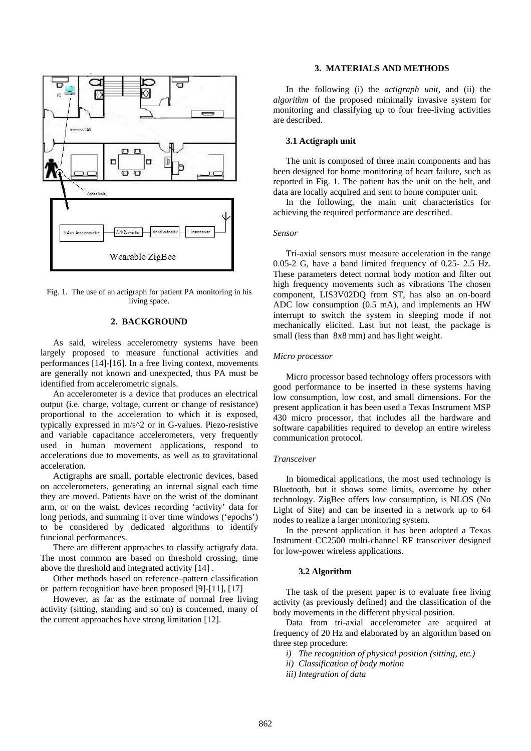Fig. 1. The use of an actigraph for patient PA monitoring in his living space.

## 2. BACKGROUND

As said, wireless accelerometry systems have been largely proposed to measure functional activities and performances [14]-[16]. In a free living context, movements are generally not known and unexpected, thus PA must be identified from accelerometric signals.

An accelerometer is a device that produces an electrical output (i.e. charge, voltage, current or change of resistance) proportional to the acceleration to which it is exposed, typically expressed in m/s^2 or in G-values. Piezo-resistive and variable capacitance accelerometers, very frequently used in human movement applications, respond to accelerations due to movements, as well as to gravitational acceleration.

Actigraphs are small, portable electronic devices, based on accelerometers, generating an internal signal each time they are moved. Patients have on the wrist of the dominant arm, or on the waist, devices recording 'activity' data for long periods, and summing it over time windows ('epochs') to be considered by dedicated algorithms to identify funcional performances.

There are different approaches to classify actigrafy data. The most common are based on threshold crossing, time above the threshold and integrated activity [14] .

Other methods based on reference–pattern classification or pattern recognition have been proposed [9]-[11], [17]

However, as far as the estimate of normal free living activity (sitting, standing and so on) is concerned, many of the current approaches have strong limitation [12].

## 3. MATERIALS AND METHODS

In the following (i) the *actigraph unit*, and (ii) the *algorithm* of the proposed minimally invasive system for monitoring and classifying up to four free-living activities are described.

### 3.1 Actigraph unit

The unit is composed of three main components and has been designed for home monitoring of heart failure, such as reported in Fig. 1. The patient has the unit on the belt, and data are locally acquired and sent to home computer unit.

In the following, the main unit characteristics for achieving the required performance are described.

*Sensor*

Tri-axial sensors must measure acceleration in the range 0.05-2 G, have a band limited frequency of 0.25- 2.5 Hz. These parameters detect normal body motion and filter out high frequency movements such as vibrations The chosen component, LIS3V02DQ from ST, has also an on-board ADC low consumption (0.5 mA), and implements an HW interrupt to switch the system in sleeping mode if not mechanically elicited. Last but not least, the package is small (less than 8x8 mm) and has light weight.

*Micro processor*

Micro processor based technology offers processors with good performance to be inserted in these systems having low consumption, low cost, and small dimensions. For the present application it has been used a Texas Instrument MSP 430 micro processor, that includes all the hardware and software capabilities required to develop an entire wireless communication protocol.

*Transceiver*

In biomedical applications, the most used technology is Bluetooth, but it shows some limits, overcome by other technology. ZigBee offers low consumption, is NLOS (No Light of Site) and can be inserted in a network up to 64 nodes to realize a larger monitoring system.

In the present application it has been adopted a Texas Instrument CC2500 multi-channel RF transceiver designed for low-power wireless applications.

### 3.2 Algorithm

The task of the present paper is to evaluate free living activity (as previously defined) and the classification of the body movements in the different physical position.

Data from tri-axial accelerometer are acquired at frequency of 20 Hz and elaborated by an algorithm based on three step procedure:

*i) The recognition of physical position (sitting, etc.)*

*ii) Classification of body motion*

*iii) Integration of data*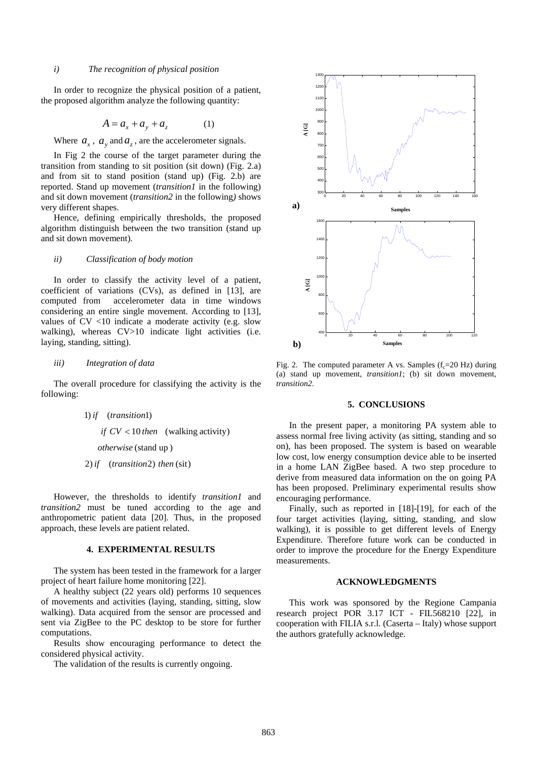*i) The recognition of physical position*

In order to recognize the physical position of a patient, the proposed algorithm analyze the following quantity:

$$A = a_x + a_y + a_z \qquad (1)$$

Where $a_x$, $a_y$ and $a_z$, are the accelerometer signals.

In Fig 2 the course of the target parameter during the transition from standing to sit position (sit down) (Fig. 2.a) and from sit to stand position (stand up) (Fig. 2.b) are reported. Stand up movement (*transition1* in the following) and sit down movement (*transition2* in the following*)* shows very different shapes.

Hence, defining empirically thresholds, the proposed algorithm distinguish between the two transition (stand up and sit down movement).

*ii) Classification of body motion*

In order to classify the activity level of a patient, coefficient of variations (CVs), as defined in [13], are computed from accelerometer data in time windows considering an entire single movement. According to [13], values of CV <10 indicate a moderate activity (e.g. slow walking), whereas CV>10 indicate light activities (i.e. laying, standing, sitting).

*iii) Integration of data*

The overall procedure for classifying the activity is the following:

$$
\begin{aligned}
&1)\; if \quad (transition1) \\
&\quad if \;\; CV < 10 \; then \quad (\text{walking activity}) \\
&\quad otherwise \; (\text{stand up}) \\
&2)\; if \quad (transition2) \;\; then \; (\text{sit})
\end{aligned}
$$

However, the thresholds to identify *transition1* and *transition2* must be tuned according to the age and anthropometric patient data [20]. Thus, in the proposed approach, these levels are patient related.

## 4. EXPERIMENTAL RESULTS

The system has been tested in the framework for a larger project of heart failure home monitoring [22].

A healthy subject (22 years old) performs 10 sequences of movements and activities (laying, standing, sitting, slow walking). Data acquired from the sensor are processed and sent via ZigBee to the PC desktop to be store for further computations.

Results show encouraging performance to detect the considered physical activity.

The validation of the results is currently ongoing.

Fig. 2. The computed parameter A vs. Samples ($f_c$=20 Hz) during (a) stand up movement, *transition1*; (b) sit down movement, *transition2*.

## 5. CONCLUSIONS

In the present paper, a monitoring PA system able to assess normal free living activity (as sitting, standing and so on), has been proposed. The system is based on wearable low cost, low energy consumption device able to be inserted in a home LAN ZigBee based. A two step procedure to derive from measured data information on the on going PA has been proposed. Preliminary experimental results show encouraging performance.

Finally, such as reported in [18]-[19], for each of the four target activities (laying, sitting, standing, and slow walking), it is possible to get different levels of Energy Expenditure. Therefore future work can be conducted in order to improve the procedure for the Energy Expenditure measurements.

## ACKNOWLEDGMENTS

This work was sponsored by the Regione Campania research project POR 3.17 ICT - FIL568210 [22], in cooperation with FILIA s.r.l. (Caserta – Italy) whose support the authors gratefully acknowledge.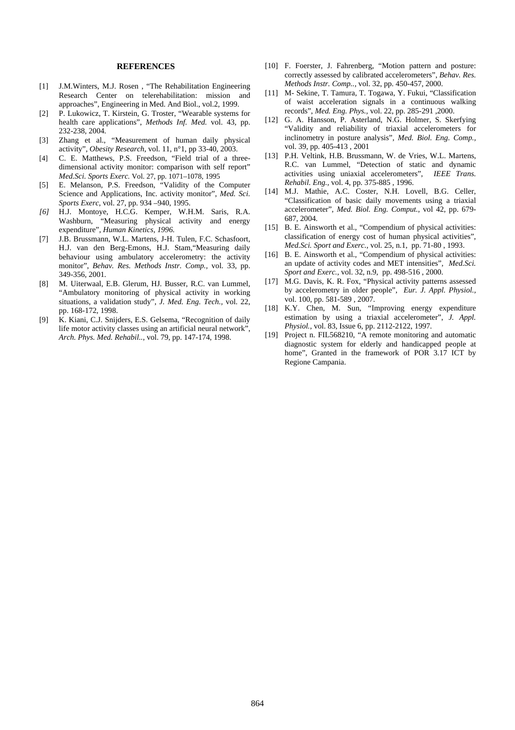## REFERENCES

[1] J.M.Winters, M.J. Rosen , "The Rehabilitation Engineering Research Center on telerehabilitation: mission and approaches", Engineering in Med. And Biol., vol.2, 1999.

[2] P. Lukowicz, T. Kirstein, G. Troster, "Wearable systems for health care applications", *Methods Inf. Med.* vol. 43, pp. 232-238, 2004.

[3] Zhang et al., "Measurement of human daily physical activity", *Obesity Research*, vol. 11, n°1, pp 33-40, 2003.

[4] C. E. Matthews, P.S. Freedson, "Field trial of a three-dimensional activity monitor: comparison with self report" *Med.Sci. Sports Exerc.* Vol. 27, pp. 1071–1078, 1995

[5] E. Melanson, P.S. Freedson, "Validity of the Computer Science and Applications, Inc. activity monitor", *Med. Sci. Sports Exerc*, vol. 27, pp. 934 –940, 1995.

*[6]* H.J. Montoye, H.C.G. Kemper, W.H.M. Saris, R.A. Washburn, "Measuring physical activity and energy expenditure", *Human Kinetics, 1996.*

[7] J.B. Brussmann, W.L. Martens, J-H. Tulen, F.C. Schasfoort, H.J. van den Berg-Emons, H.J. Stam,"Measuring daily behaviour using ambulatory accelerometry: the activity monitor", *Behav. Res. Methods Instr. Comp.,* vol. 33, pp. 349-356, 2001.

[8] M. Uiterwaal, E.B. Glerum, HJ. Busser, R.C. van Lummel, "Ambulatory monitoring of physical activity in working situations, a validation study", *J. Med. Eng. Tech.,* vol. 22, pp. 168-172, 1998.

[9] K. Kiani, C.J. Snijders, E.S. Gelsema, "Recognition of daily life motor activity classes using an artificial neural network", *Arch. Phys. Med. Rehabil..,* vol. 79, pp. 147-174, 1998.

[10] F. Foerster, J. Fahrenberg, "Motion pattern and posture: correctly assessed by calibrated accelerometers", *Behav. Res. Methods Instr. Comp..,* vol. 32, pp. 450-457, 2000.

[11] M- Sekine, T. Tamura, T. Togawa, Y. Fukui, "Classification of waist acceleration signals in a continuous walking records", *Med. Eng. Phys.,* vol. 22, pp. 285-291 ,2000.

[12] G. A. Hansson, P. Asterland, N.G. Holmer, S. Skerfying "Validity and reliability of triaxial accelerometers for inclinometry in posture analysis", *Med. Biol. Eng. Comp.,* vol. 39, pp. 405-413 , 2001

[13] P.H. Veltink, H.B. Brussmann, W. de Vries, W.L. Martens, R.C. van Lummel, "Detection of static and dynamic activities using uniaxial accelerometers", *IEEE Trans. Rehabil. Eng.,* vol. 4, pp. 375-885 , 1996.

[14] M.J. Mathie, A.C. Coster, N.H. Lovell, B.G. Celler, "Classification of basic daily movements using a triaxial accelerometer", *Med. Biol. Eng. Comput.,* vol 42, pp. 679-687, 2004.

[15] B. E. Ainsworth et al., "Compendium of physical activities: classification of energy cost of human physical activities", *Med.Sci. Sport and Exerc.,* vol. 25, n.1, pp. 71-80 , 1993.

[16] B. E. Ainsworth et al., "Compendium of physical activities: an update of activity codes and MET intensities", *Med.Sci. Sport and Exerc.,* vol. 32, n.9, pp. 498-516 , 2000.

[17] M.G. Davis, K. R. Fox, "Physical activity patterns assessed by accelerometry in older people", *Eur. J. Appl. Physiol.,* vol. 100, pp. 581-589 , 2007.

[18] K.Y. Chen, M. Sun, "Improving energy expenditure estimation by using a triaxial accelerometer", *J. Appl. Physiol.,* vol. 83, Issue 6, pp. 2112-2122, 1997.

[19] Project n. FIL568210, "A remote monitoring and automatic diagnostic system for elderly and handicapped people at home", Granted in the framework of POR 3.17 ICT by Regione Campania.